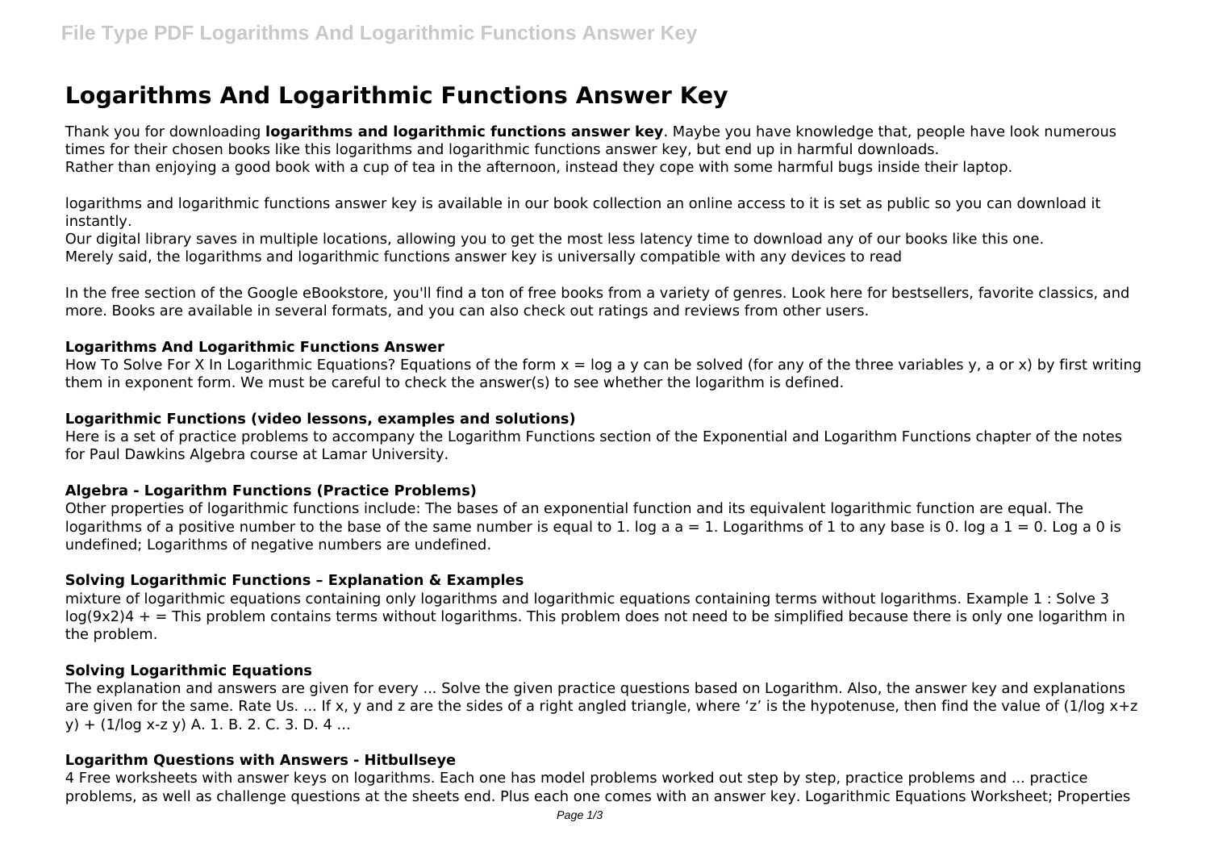# Logarithms And Logarithmic Functions Answer Key

Thank you for downloading **logarithms and logarithmic functions answer key**. Maybe you have knowledge that, people have look numerous times for their chosen books like this logarithms and logarithmic functions answer key, but end up in harmful downloads.
Rather than enjoying a good book with a cup of tea in the afternoon, instead they cope with some harmful bugs inside their laptop.

logarithms and logarithmic functions answer key is available in our book collection an online access to it is set as public so you can download it instantly.
Our digital library saves in multiple locations, allowing you to get the most less latency time to download any of our books like this one.
Merely said, the logarithms and logarithmic functions answer key is universally compatible with any devices to read

In the free section of the Google eBookstore, you'll find a ton of free books from a variety of genres. Look here for bestsellers, favorite classics, and more. Books are available in several formats, and you can also check out ratings and reviews from other users.

### Logarithms And Logarithmic Functions Answer

How To Solve For X In Logarithmic Equations? Equations of the form $x = \log_a y$ can be solved (for any of the three variables y, a or x) by first writing them in exponent form. We must be careful to check the answer(s) to see whether the logarithm is defined.

### Logarithmic Functions (video lessons, examples and solutions)

Here is a set of practice problems to accompany the Logarithm Functions section of the Exponential and Logarithm Functions chapter of the notes for Paul Dawkins Algebra course at Lamar University.

### Algebra - Logarithm Functions (Practice Problems)

Other properties of logarithmic functions include: The bases of an exponential function and its equivalent logarithmic function are equal. The logarithms of a positive number to the base of the same number is equal to 1. $\log_a a = 1$. Logarithms of 1 to any base is 0. $\log_a 1 = 0$. $\log_a 0$ is undefined; Logarithms of negative numbers are undefined.

### Solving Logarithmic Functions – Explanation & Examples

mixture of logarithmic equations containing only logarithms and logarithmic equations containing terms without logarithms. Example 1 : Solve 3 log(9x2)4 + = This problem contains terms without logarithms. This problem does not need to be simplified because there is only one logarithm in the problem.

### Solving Logarithmic Equations

The explanation and answers are given for every ... Solve the given practice questions based on Logarithm. Also, the answer key and explanations are given for the same. Rate Us. ... If x, y and z are the sides of a right angled triangle, where 'z' is the hypotenuse, then find the value of $(1/\log_{x+z} y) + (1/\log_{x-z} y)$ A. 1. B. 2. C. 3. D. 4 ...

### Logarithm Questions with Answers - Hitbullseye

4 Free worksheets with answer keys on logarithms. Each one has model problems worked out step by step, practice problems and ... practice problems, as well as challenge questions at the sheets end. Plus each one comes with an answer key. Logarithmic Equations Worksheet; Properties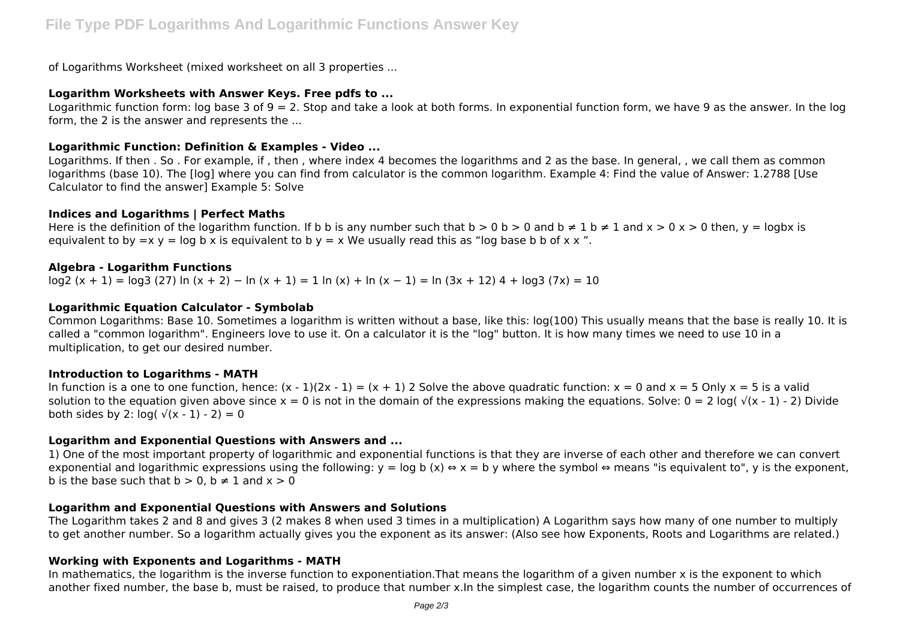of Logarithms Worksheet (mixed worksheet on all 3 properties ...

### Logarithm Worksheets with Answer Keys. Free pdfs to ...

Logarithmic function form: log base 3 of 9 = 2. Stop and take a look at both forms. In exponential function form, we have 9 as the answer. In the log form, the 2 is the answer and represents the ...

### Logarithmic Function: Definition & Examples - Video ...

Logarithms. If then . So . For example, if , then , where index 4 becomes the logarithms and 2 as the base. In general, , we call them as common logarithms (base 10). The [log] where you can find from calculator is the common logarithm. Example 4: Find the value of Answer: 1.2788 [Use Calculator to find the answer] Example 5: Solve

### Indices and Logarithms | Perfect Maths

Here is the definition of the logarithm function. If b b is any number such that $b > 0$ $b > 0$ and $b \neq 1$ $b \neq 1$ and $x > 0$ $x > 0$ then, $y = \log_b x$ is equivalent to by $=x$ $y = \log b$ x is equivalent to $b^y = x$ We usually read this as "log base b b of x x ".

### Algebra - Logarithm Functions

$\log_2 (x + 1) = \log_3 (27)$ $\ln (x + 2) - \ln (x + 1) = 1$ $\ln (x) + \ln (x - 1) = \ln (3x + 12)$ $4 + \log_3 (7x) = 10$

### Logarithmic Equation Calculator - Symbolab

Common Logarithms: Base 10. Sometimes a logarithm is written without a base, like this: log(100) This usually means that the base is really 10. It is called a "common logarithm". Engineers love to use it. On a calculator it is the "log" button. It is how many times we need to use 10 in a multiplication, to get our desired number.

### Introduction to Logarithms - MATH

ln function is a one to one function, hence: $(x - 1)(2x - 1) = (x + 1)^2$ Solve the above quadratic function: $x = 0$ and $x = 5$ Only $x = 5$ is a valid solution to the equation given above since $x = 0$ is not in the domain of the expressions making the equations. Solve: $0 = 2 \log( \sqrt{(x - 1)} - 2)$ Divide both sides by 2: $\log( \sqrt{(x - 1)} - 2) = 0$

### Logarithm and Exponential Questions with Answers and ...

1) One of the most important property of logarithmic and exponential functions is that they are inverse of each other and therefore we can convert exponential and logarithmic expressions using the following: $y = \log_b (x) \Leftrightarrow x = b^y$ where the symbol $\Leftrightarrow$ means "is equivalent to", y is the exponent, b is the base such that $b > 0$, $b \neq 1$ and $x > 0$

### Logarithm and Exponential Questions with Answers and Solutions

The Logarithm takes 2 and 8 and gives 3 (2 makes 8 when used 3 times in a multiplication) A Logarithm says how many of one number to multiply to get another number. So a logarithm actually gives you the exponent as its answer: (Also see how Exponents, Roots and Logarithms are related.)

### Working with Exponents and Logarithms - MATH

In mathematics, the logarithm is the inverse function to exponentiation.That means the logarithm of a given number x is the exponent to which another fixed number, the base b, must be raised, to produce that number x.In the simplest case, the logarithm counts the number of occurrences of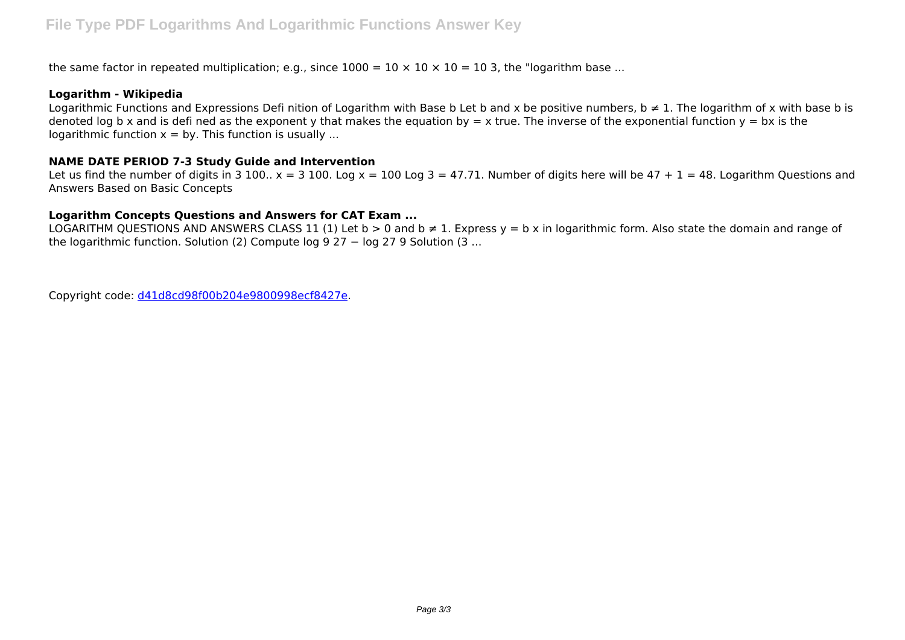the same factor in repeated multiplication; e.g., since $1000 = 10 \times 10 \times 10 = 10^3$, the "logarithm base ...

**Logarithm - Wikipedia**

Logarithmic Functions and Expressions Defi nition of Logarithm with Base b Let b and x be positive numbers, $b \neq 1$. The logarithm of x with base b is denoted $\log_b x$ and is defi ned as the exponent y that makes the equation $b^y = x$ true. The inverse of the exponential function $y = b^x$ is the logarithmic function $x = b^y$. This function is usually ...

**NAME DATE PERIOD 7-3 Study Guide and Intervention**

Let us find the number of digits in $3^{100}$.. $x = 3^{100}$. $\log x = 100 \log 3 = 47.71$. Number of digits here will be $47 + 1 = 48$. Logarithm Questions and Answers Based on Basic Concepts

**Logarithm Concepts Questions and Answers for CAT Exam ...**

LOGARITHM QUESTIONS AND ANSWERS CLASS 11 (1) Let $b > 0$ and $b \neq 1$. Express $y = b^x$ in logarithmic form. Also state the domain and range of the logarithmic function. Solution (2) Compute $\log_9 27 - \log_{27} 9$ Solution (3 ...

Copyright code: d41d8cd98f00b204e9800998ecf8427e.